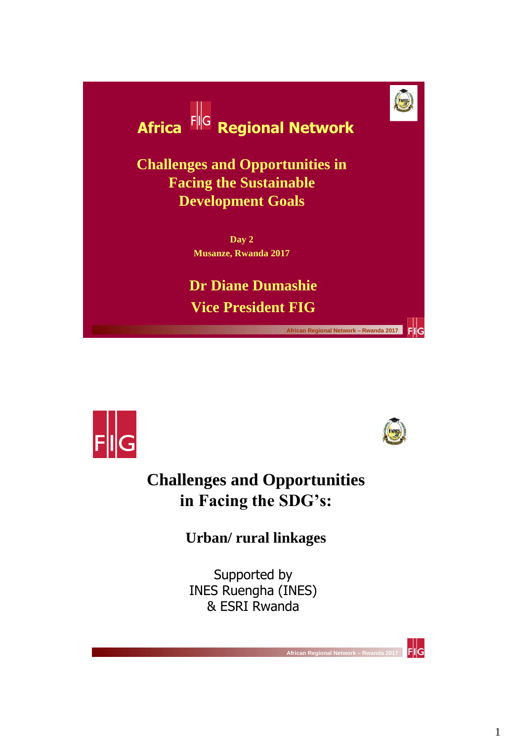# Africa FIG Regional Network

## Challenges and Opportunities in Facing the Sustainable Development Goals

**Day 2**
**Musanze, Rwanda 2017**

**Dr Diane Dumashie**
**Vice President FIG**

African Regional Network – Rwanda 2017

---

# Challenges and Opportunities in Facing the SDG's:

## Urban/ rural linkages

Supported by
INES Ruengha (INES)
& ESRI Rwanda

African Regional Network – Rwanda 2017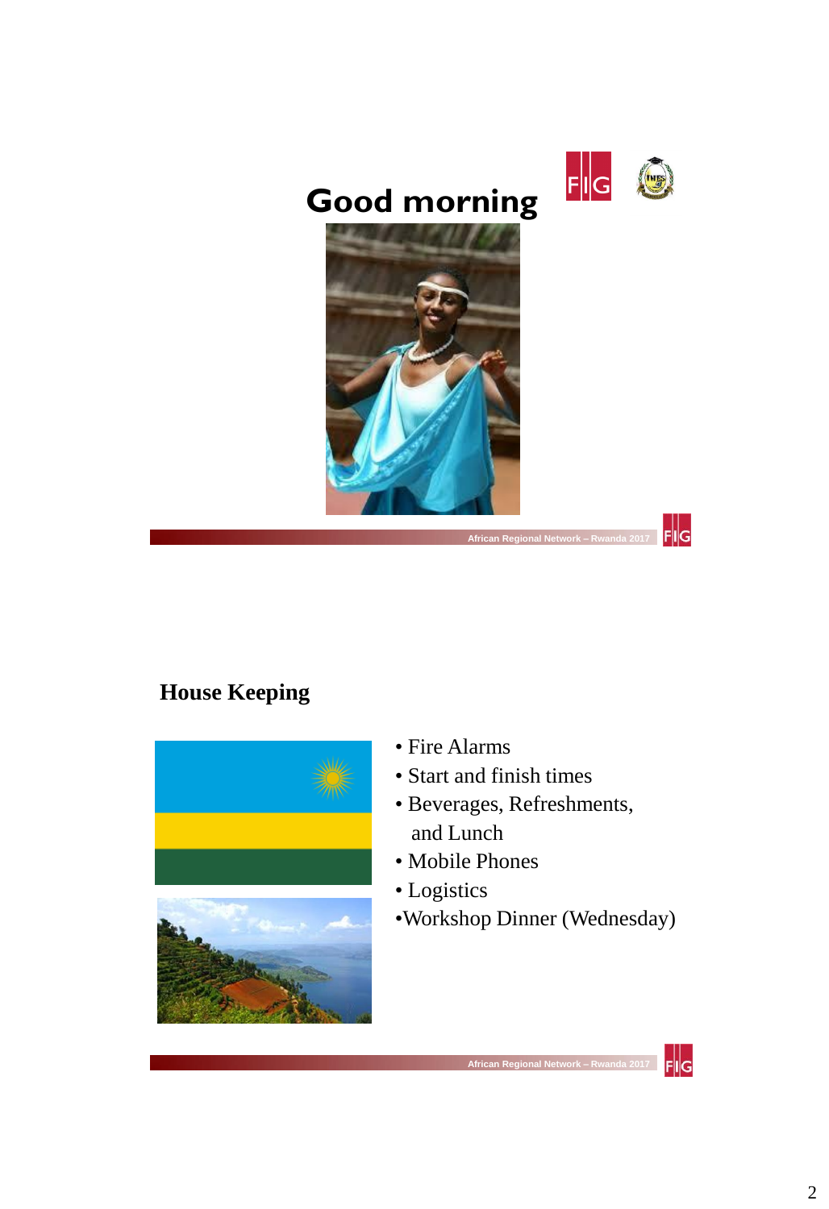# Good morning

## House Keeping

- Fire Alarms
- Start and finish times
- Beverages, Refreshments, and Lunch
- Mobile Phones
- Logistics
- Workshop Dinner (Wednesday)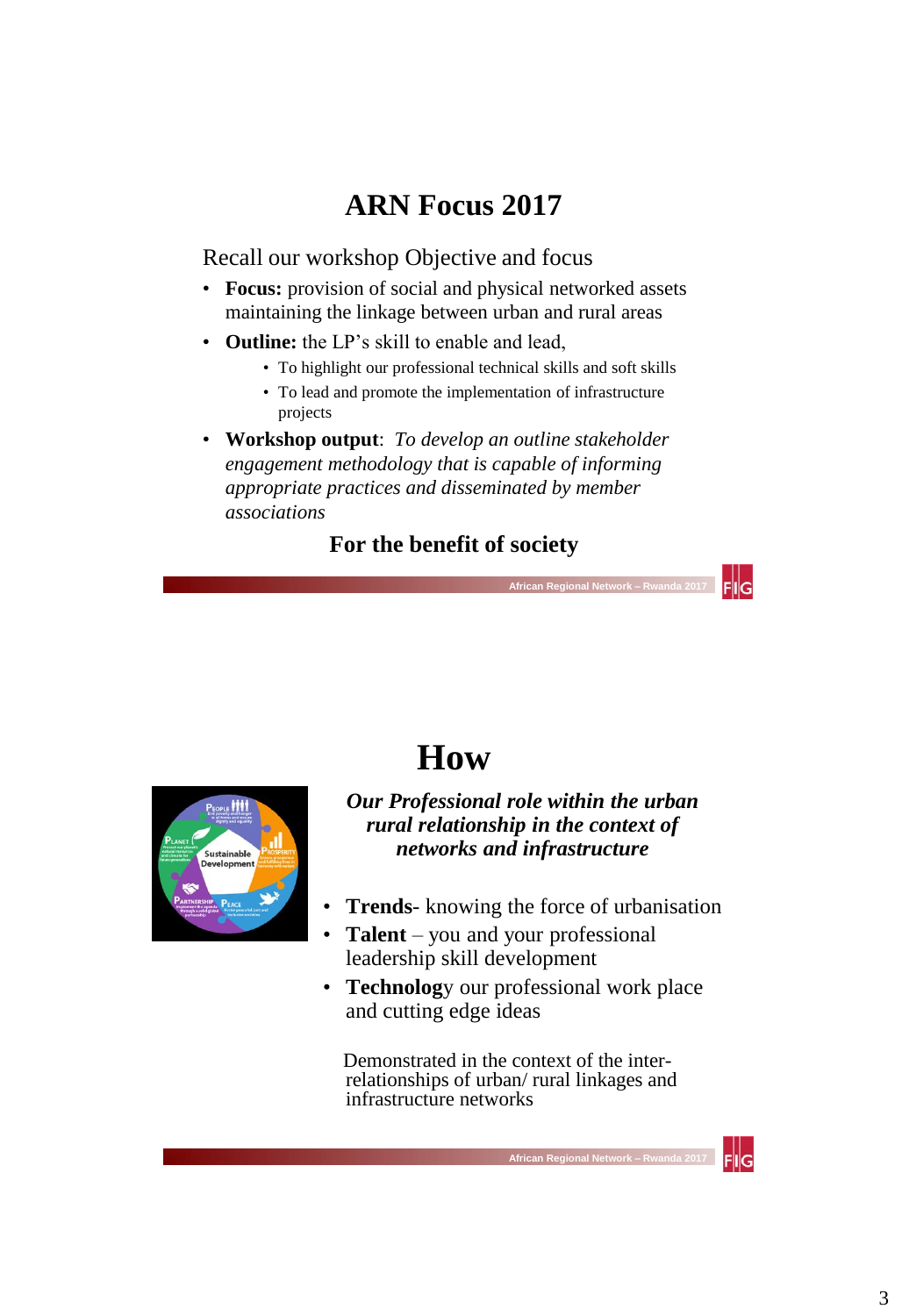# ARN Focus 2017

Recall our workshop Objective and focus

- **Focus:** provision of social and physical networked assets maintaining the linkage between urban and rural areas
- **Outline:** the LP's skill to enable and lead,
  - To highlight our professional technical skills and soft skills
  - To lead and promote the implementation of infrastructure projects
- **Workshop output**: *To develop an outline stakeholder engagement methodology that is capable of informing appropriate practices and disseminated by member associations*

**For the benefit of society**

# How

***Our Professional role within the urban rural relationship in the context of networks and infrastructure***

- **Trends**- knowing the force of urbanisation
- **Talent** – you and your professional leadership skill development
- **Technolog**y our professional work place and cutting edge ideas

Demonstrated in the context of the inter-relationships of urban/ rural linkages and infrastructure networks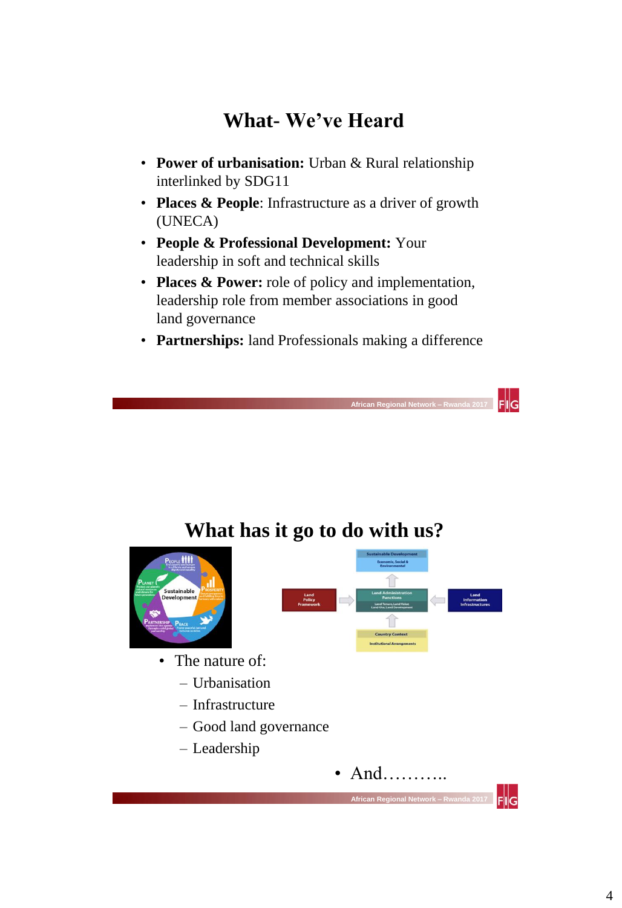## What- We've Heard

- **Power of urbanisation:** Urban & Rural relationship interlinked by SDG11
- **Places & People**: Infrastructure as a driver of growth (UNECA)
- **People & Professional Development:** Your leadership in soft and technical skills
- **Places & Power:** role of policy and implementation, leadership role from member associations in good land governance
- **Partnerships:** land Professionals making a difference

## What has it go to do with us?

- The nature of:
  - Urbanisation
  - Infrastructure
  - Good land governance
  - Leadership
- And………..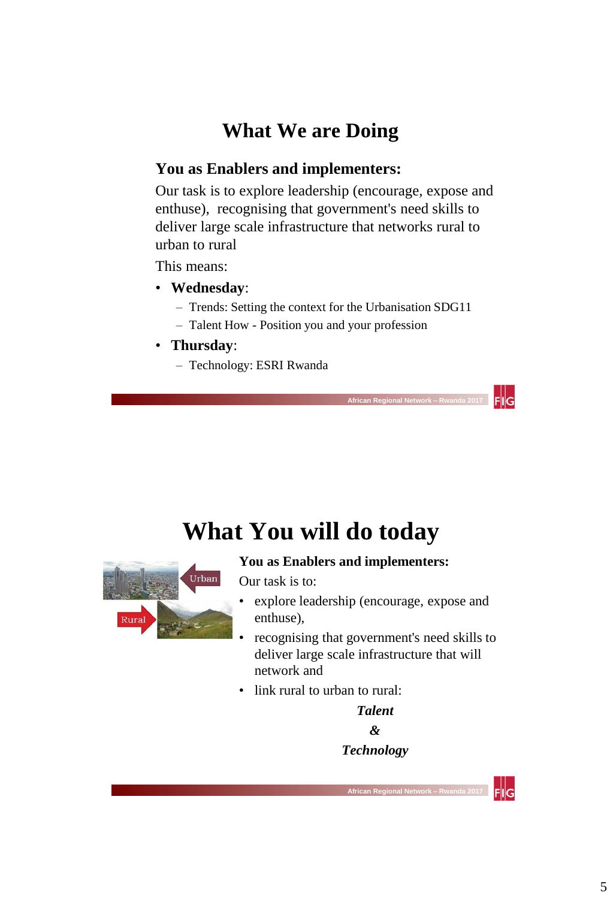## What We are Doing

**You as Enablers and implementers:**

Our task is to explore leadership (encourage, expose and enthuse), recognising that government's need skills to deliver large scale infrastructure that networks rural to urban to rural

This means:

- **Wednesday**:
  - Trends: Setting the context for the Urbanisation SDG11
  - Talent How - Position you and your profession
- **Thursday**:
  - Technology: ESRI Rwanda

## What You will do today

Urban

Rural

**You as Enablers and implementers:**

Our task is to:

- explore leadership (encourage, expose and enthuse),
- recognising that government's need skills to deliver large scale infrastructure that will network and
- link rural to urban to rural:

***Talent***

***&***

***Technology***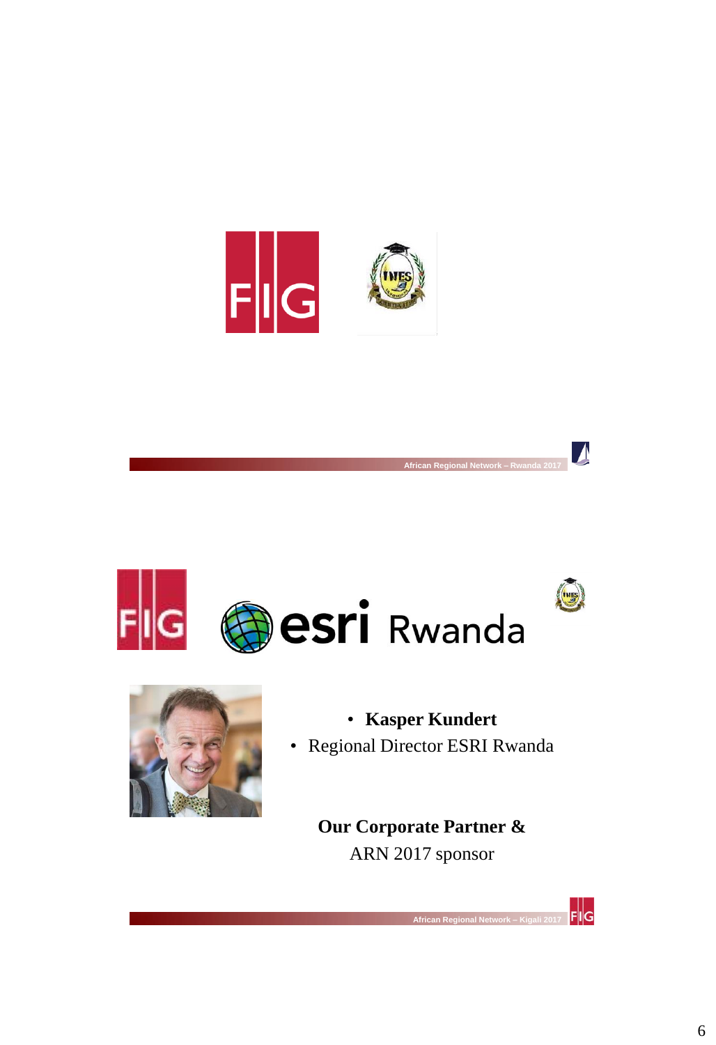- **Kasper Kundert**
- Regional Director ESRI Rwanda

**Our Corporate Partner &**
ARN 2017 sponsor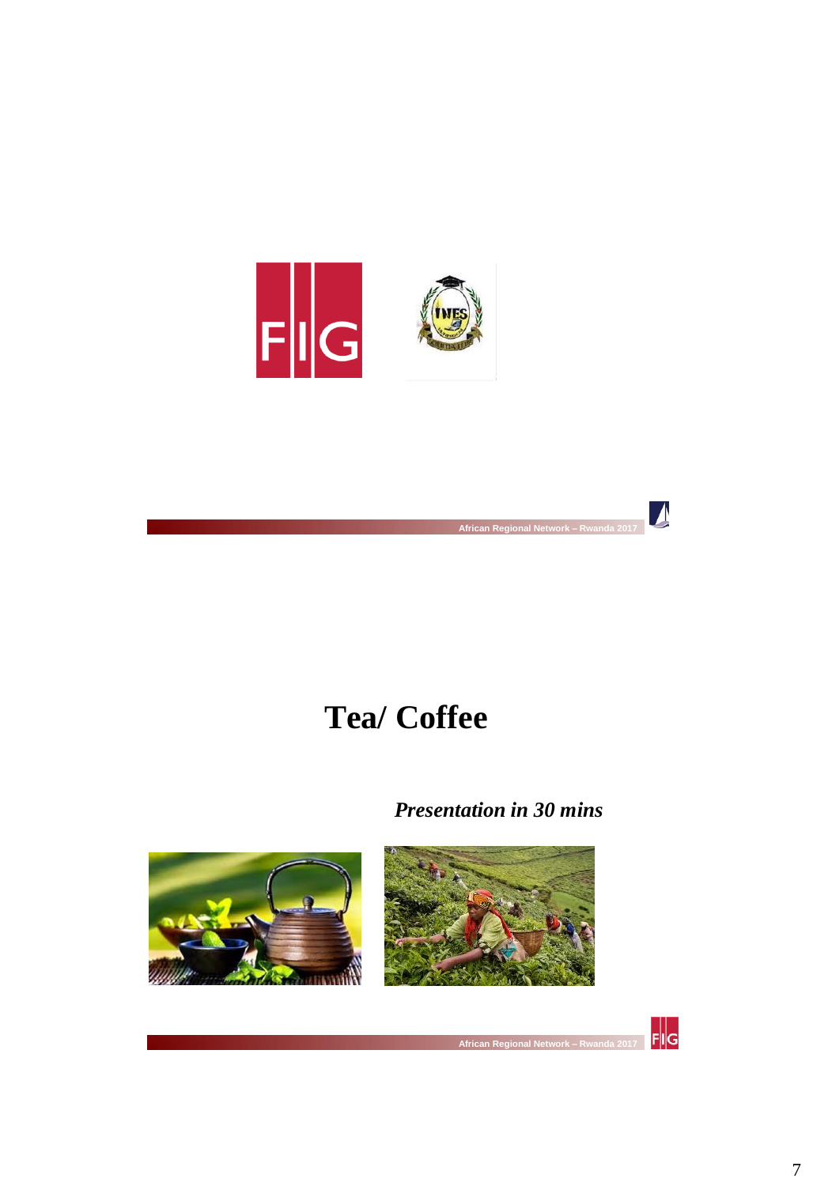# Tea/ Coffee

***Presentation in 30 mins***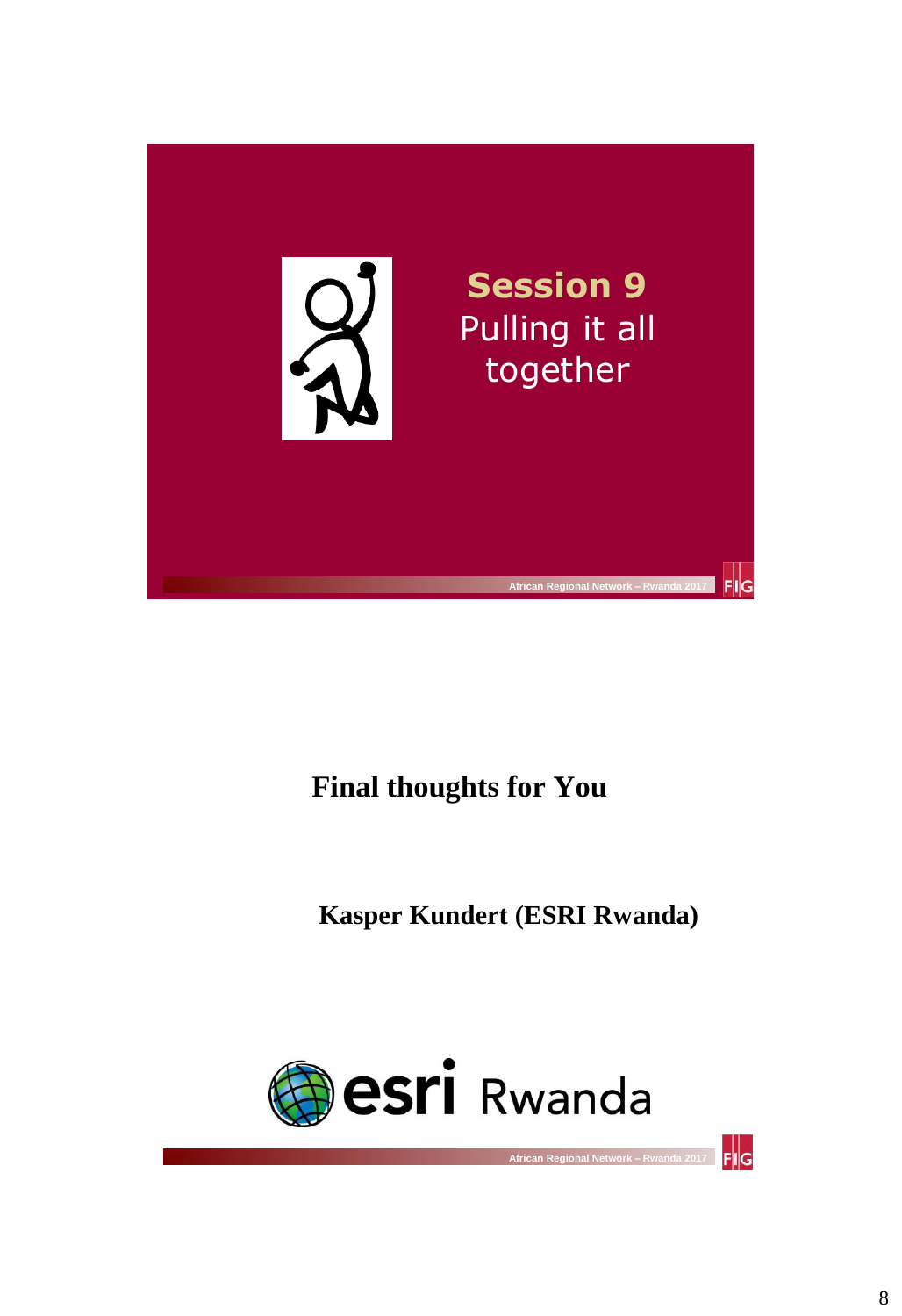# Session 9
Pulling it all together

## Final thoughts for You

**Kasper Kundert (ESRI Rwanda)**

esri Rwanda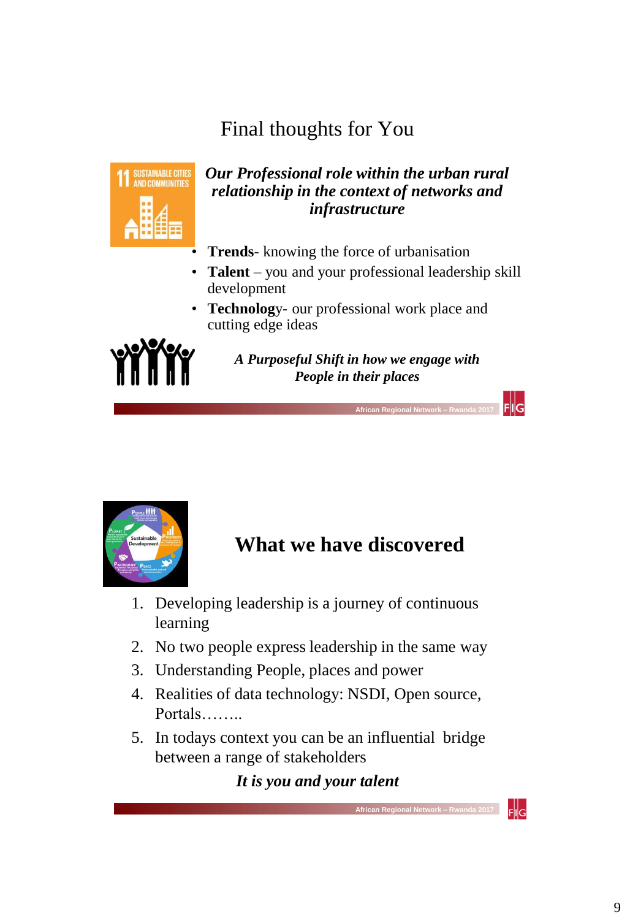# Final thoughts for You

***Our Professional role within the urban rural relationship in the context of networks and infrastructure***

- **Trends**- knowing the force of urbanisation
- **Talent** – you and your professional leadership skill development
- **Technolog**y- our professional work place and cutting edge ideas

*A Purposeful Shift in how we engage with People in their places*

# What we have discovered

1. Developing leadership is a journey of continuous learning
2. No two people express leadership in the same way
3. Understanding People, places and power
4. Realities of data technology: NSDI, Open source, Portals……..
5. In todays context you can be an influential bridge between a range of stakeholders

***It is you and your talent***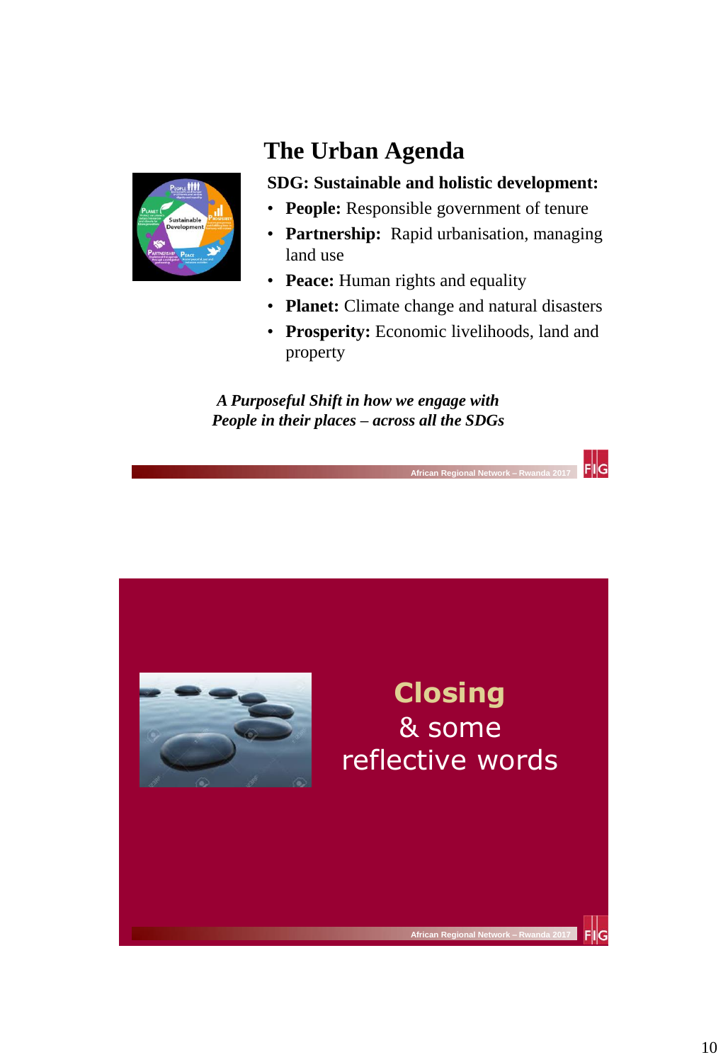# The Urban Agenda

**SDG: Sustainable and holistic development:**

- **People:** Responsible government of tenure
- **Partnership:** Rapid urbanisation, managing land use
- **Peace:** Human rights and equality
- **Planet:** Climate change and natural disasters
- **Prosperity:** Economic livelihoods, land and property

*A Purposeful Shift in how we engage with People in their places – across all the SDGs*

# Closing & some reflective words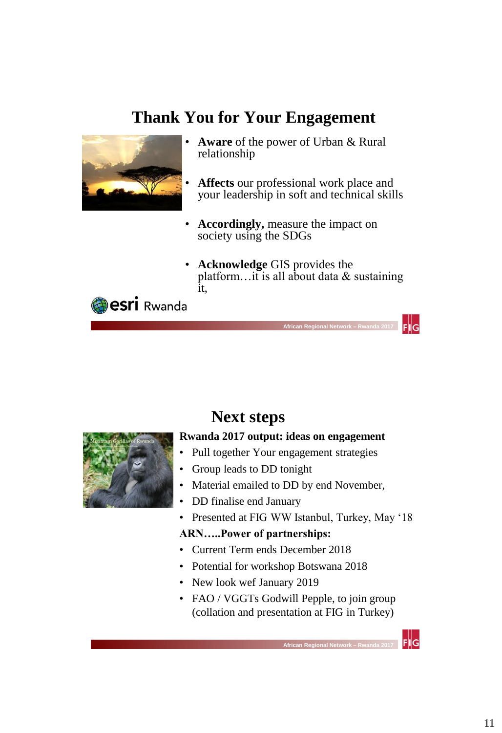## Thank You for Your Engagement

- **Aware** of the power of Urban & Rural relationship
- **Affects** our professional work place and your leadership in soft and technical skills
- **Accordingly,** measure the impact on society using the SDGs
- **Acknowledge** GIS provides the platform…it is all about data & sustaining it,

esri Rwanda

African Regional Network – Rwanda 2017

## Next steps

**Rwanda 2017 output: ideas on engagement**

- Pull together Your engagement strategies
- Group leads to DD tonight
- Material emailed to DD by end November,
- DD finalise end January
- Presented at FIG WW Istanbul, Turkey, May '18

**ARN…..Power of partnerships:**

- Current Term ends December 2018
- Potential for workshop Botswana 2018
- New look wef January 2019
- FAO / VGGTs Godwill Pepple, to join group (collation and presentation at FIG in Turkey)

African Regional Network – Rwanda 2017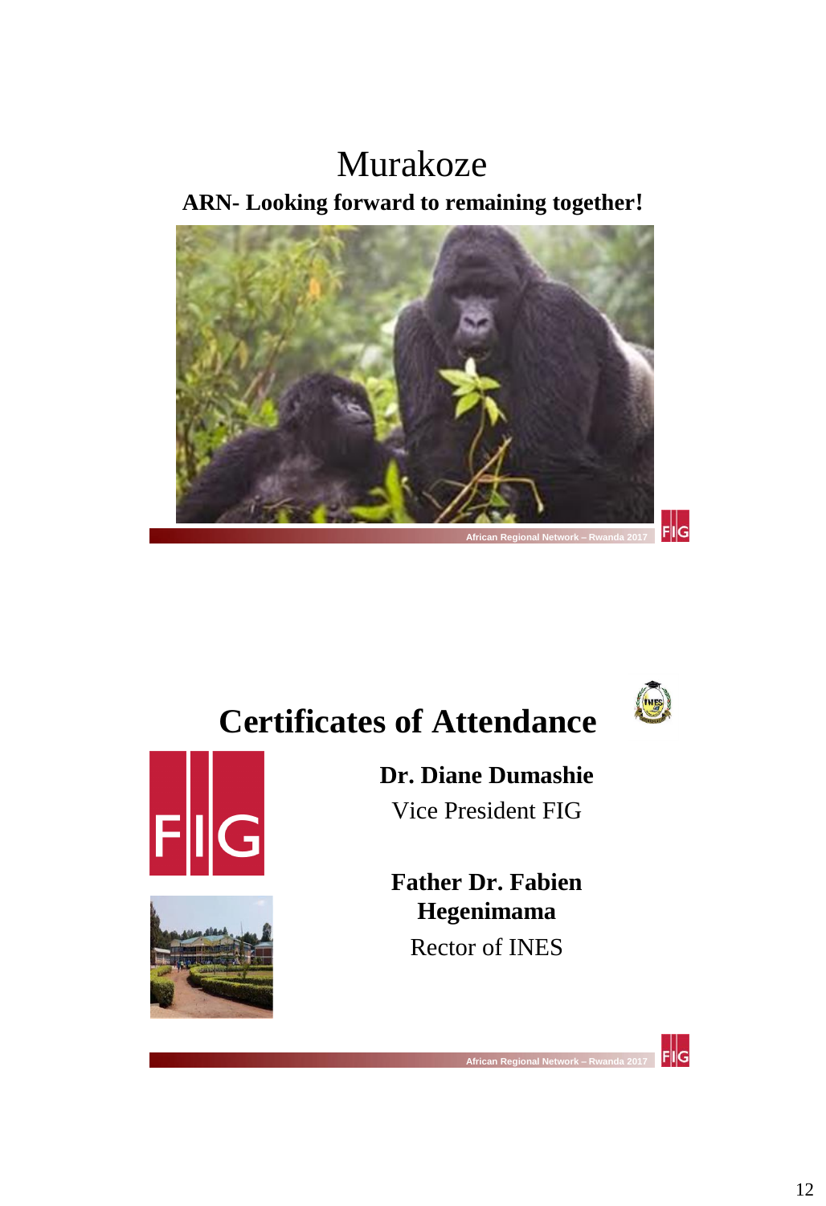# Murakoze

**ARN- Looking forward to remaining together!**

# Certificates of Attendance

**Dr. Diane Dumashie**

Vice President FIG

**Father Dr. Fabien Hegenimama**

Rector of INES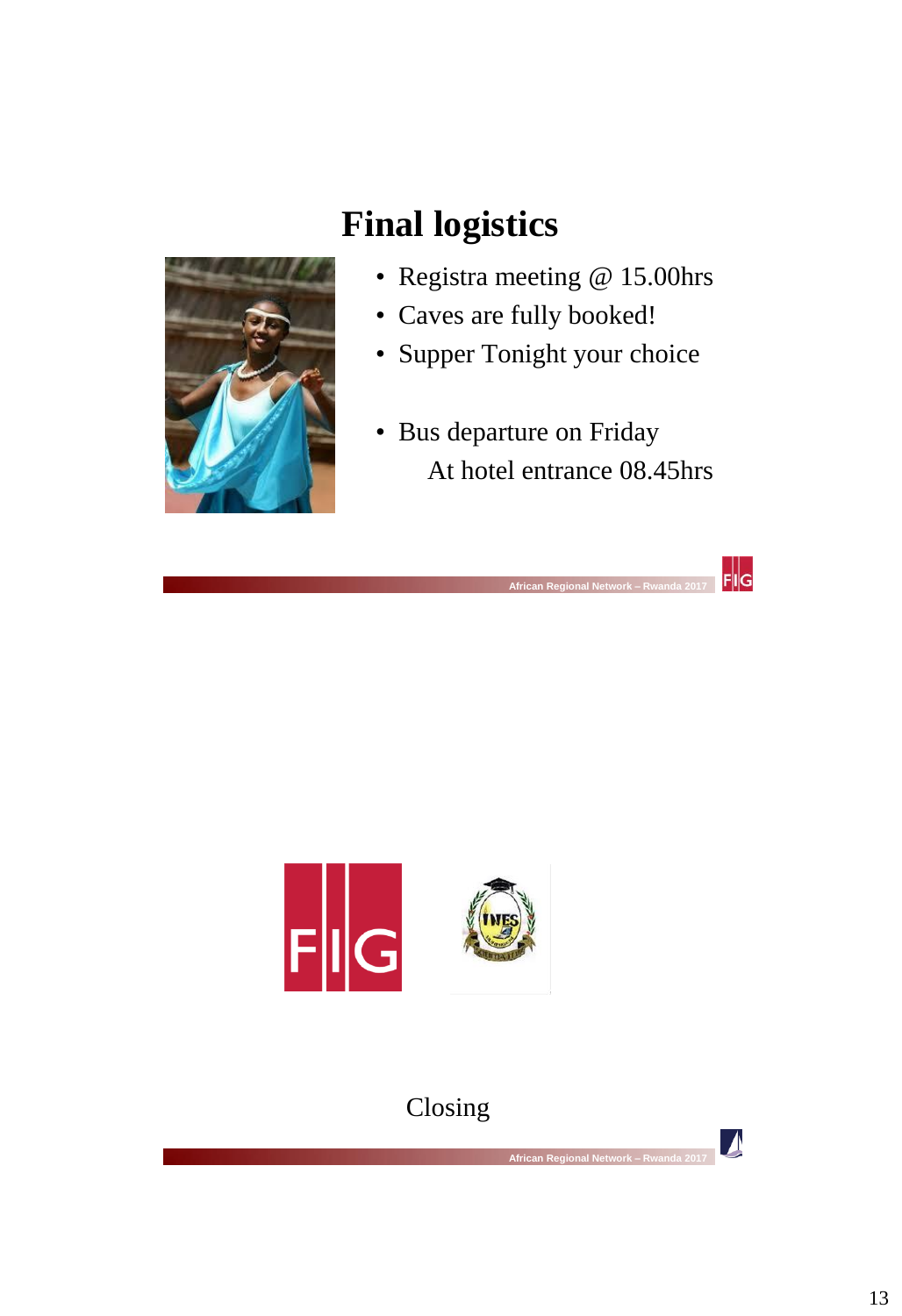# Final logistics

- Registra meeting @ 15.00hrs
- Caves are fully booked!
- Supper Tonight your choice
- Bus departure on Friday
  At hotel entrance 08.45hrs

---

Closing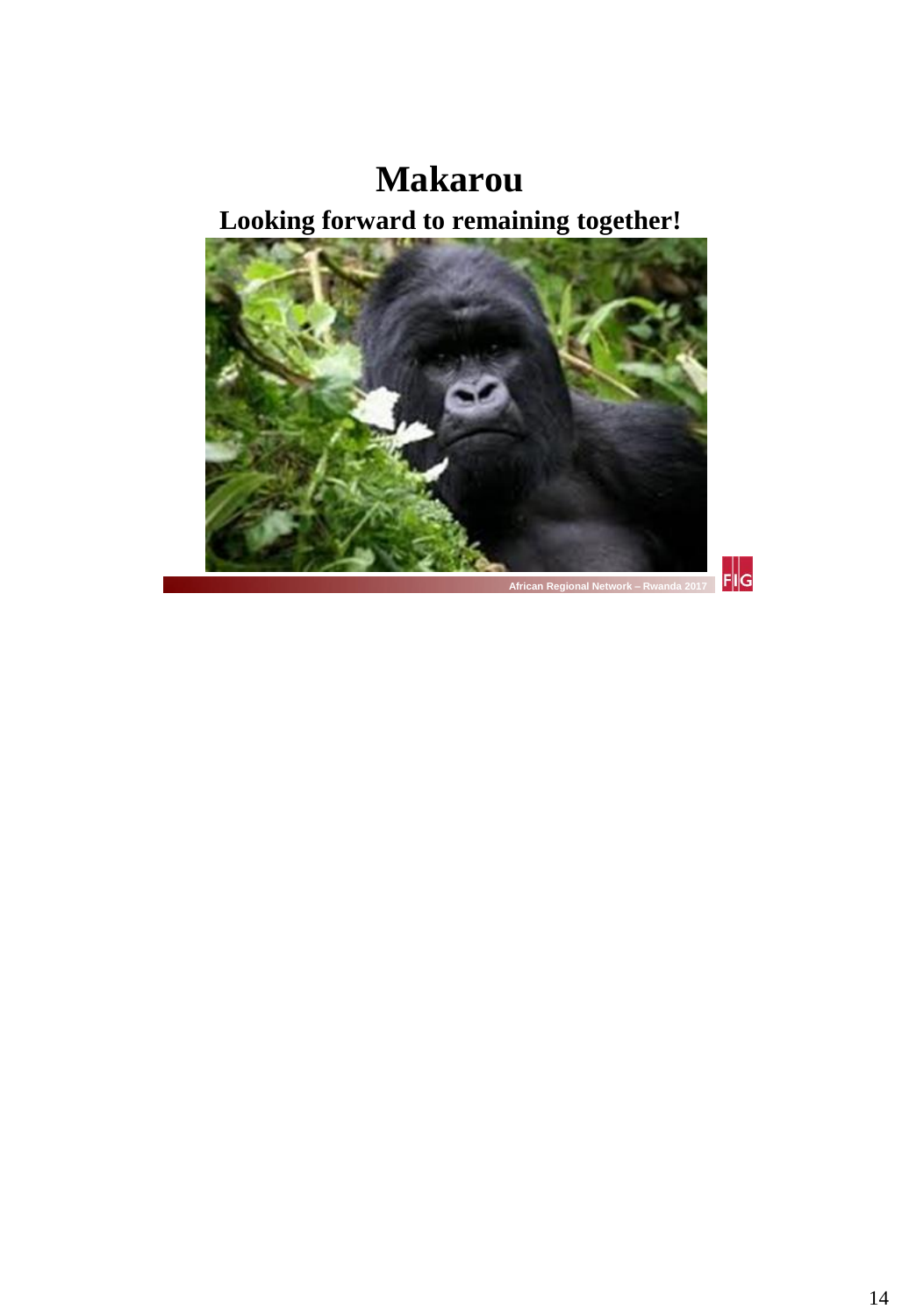# Makarou

**Looking forward to remaining together!**